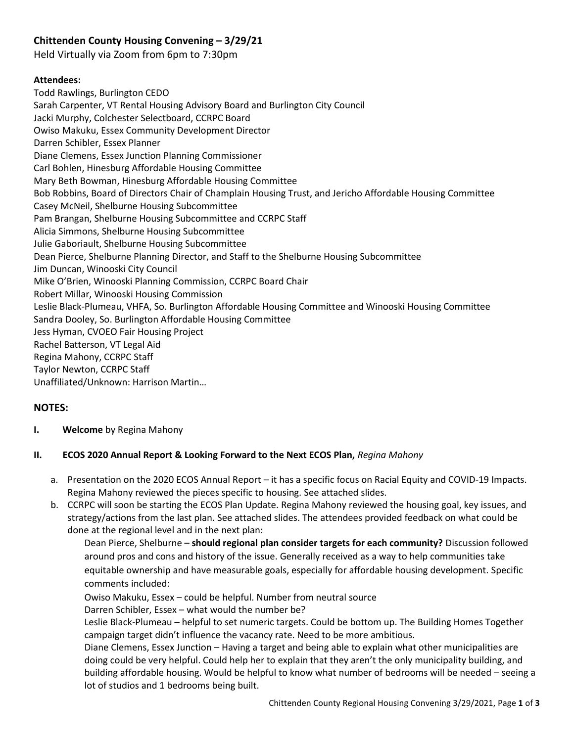# Chittenden County Housing Convening – 3/29/21

Held Virtually via Zoom from 6pm to 7:30pm

**Attendees:**

Todd Rawlings, Burlington CEDO
Sarah Carpenter, VT Rental Housing Advisory Board and Burlington City Council
Jacki Murphy, Colchester Selectboard, CCRPC Board
Owiso Makuku, Essex Community Development Director
Darren Schibler, Essex Planner
Diane Clemens, Essex Junction Planning Commissioner
Carl Bohlen, Hinesburg Affordable Housing Committee
Mary Beth Bowman, Hinesburg Affordable Housing Committee
Bob Robbins, Board of Directors Chair of Champlain Housing Trust, and Jericho Affordable Housing Committee
Casey McNeil, Shelburne Housing Subcommittee
Pam Brangan, Shelburne Housing Subcommittee and CCRPC Staff
Alicia Simmons, Shelburne Housing Subcommittee
Julie Gaboriault, Shelburne Housing Subcommittee
Dean Pierce, Shelburne Planning Director, and Staff to the Shelburne Housing Subcommittee
Jim Duncan, Winooski City Council
Mike O'Brien, Winooski Planning Commission, CCRPC Board Chair
Robert Millar, Winooski Housing Commission
Leslie Black-Plumeau, VHFA, So. Burlington Affordable Housing Committee and Winooski Housing Committee
Sandra Dooley, So. Burlington Affordable Housing Committee
Jess Hyman, CVOEO Fair Housing Project
Rachel Batterson, VT Legal Aid
Regina Mahony, CCRPC Staff
Taylor Newton, CCRPC Staff
Unaffiliated/Unknown: Harrison Martin…

## NOTES:

**I. Welcome** by Regina Mahony

**II. ECOS 2020 Annual Report & Looking Forward to the Next ECOS Plan,** *Regina Mahony*

a. Presentation on the 2020 ECOS Annual Report – it has a specific focus on Racial Equity and COVID-19 Impacts. Regina Mahony reviewed the pieces specific to housing. See attached slides.

b. CCRPC will soon be starting the ECOS Plan Update. Regina Mahony reviewed the housing goal, key issues, and strategy/actions from the last plan. See attached slides. The attendees provided feedback on what could be done at the regional level and in the next plan:

Dean Pierce, Shelburne – **should regional plan consider targets for each community?** Discussion followed around pros and cons and history of the issue. Generally received as a way to help communities take equitable ownership and have measurable goals, especially for affordable housing development. Specific comments included:

Owiso Makuku, Essex – could be helpful. Number from neutral source

Darren Schibler, Essex – what would the number be?

Leslie Black-Plumeau – helpful to set numeric targets. Could be bottom up. The Building Homes Together campaign target didn't influence the vacancy rate. Need to be more ambitious.

Diane Clemens, Essex Junction – Having a target and being able to explain what other municipalities are doing could be very helpful. Could help her to explain that they aren't the only municipality building, and building affordable housing. Would be helpful to know what number of bedrooms will be needed – seeing a lot of studios and 1 bedrooms being built.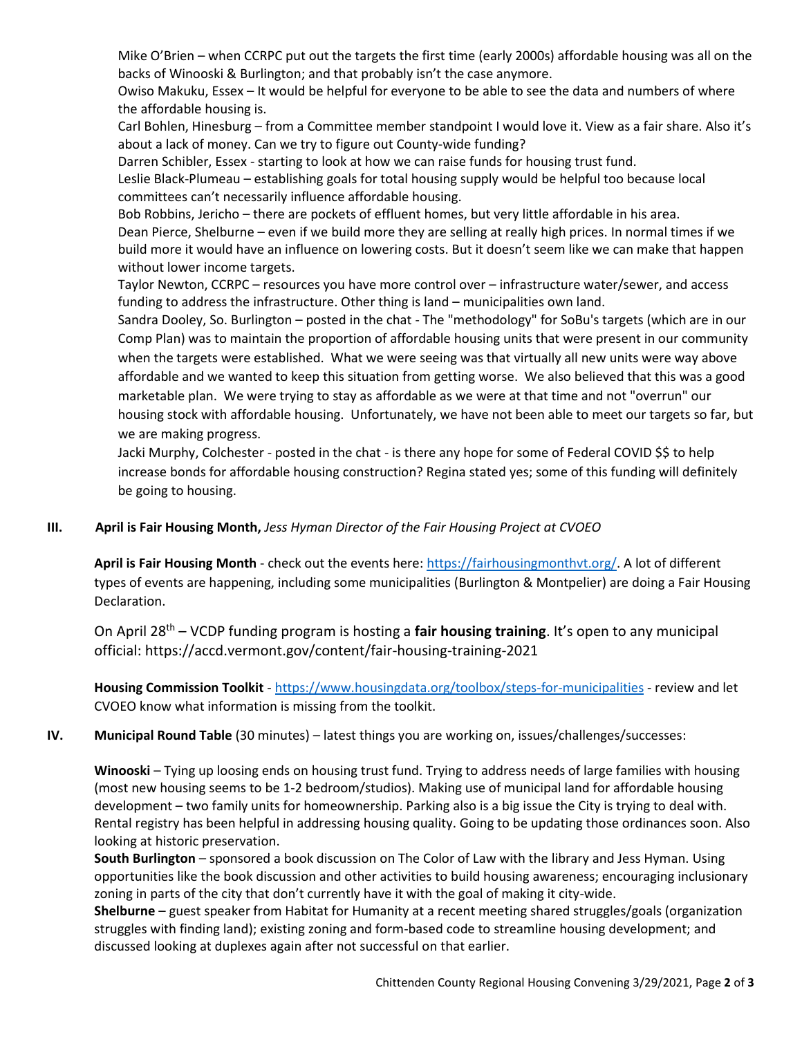Mike O'Brien – when CCRPC put out the targets the first time (early 2000s) affordable housing was all on the backs of Winooski & Burlington; and that probably isn't the case anymore.
Owiso Makuku, Essex – It would be helpful for everyone to be able to see the data and numbers of where the affordable housing is.
Carl Bohlen, Hinesburg – from a Committee member standpoint I would love it. View as a fair share. Also it's about a lack of money. Can we try to figure out County-wide funding?
Darren Schibler, Essex - starting to look at how we can raise funds for housing trust fund.
Leslie Black-Plumeau – establishing goals for total housing supply would be helpful too because local committees can't necessarily influence affordable housing.
Bob Robbins, Jericho – there are pockets of effluent homes, but very little affordable in his area.
Dean Pierce, Shelburne – even if we build more they are selling at really high prices. In normal times if we build more it would have an influence on lowering costs. But it doesn't seem like we can make that happen without lower income targets.
Taylor Newton, CCRPC – resources you have more control over – infrastructure water/sewer, and access funding to address the infrastructure. Other thing is land – municipalities own land.
Sandra Dooley, So. Burlington – posted in the chat - The "methodology" for SoBu's targets (which are in our Comp Plan) was to maintain the proportion of affordable housing units that were present in our community when the targets were established. What we were seeing was that virtually all new units were way above affordable and we wanted to keep this situation from getting worse. We also believed that this was a good marketable plan. We were trying to stay as affordable as we were at that time and not "overrun" our housing stock with affordable housing. Unfortunately, we have not been able to meet our targets so far, but we are making progress.
Jacki Murphy, Colchester - posted in the chat - is there any hope for some of Federal COVID $$ to help increase bonds for affordable housing construction? Regina stated yes; some of this funding will definitely be going to housing.

**III. April is Fair Housing Month,** *Jess Hyman Director of the Fair Housing Project at CVOEO*

**April is Fair Housing Month** - check out the events here: https://fairhousingmonthvt.org/. A lot of different types of events are happening, including some municipalities (Burlington & Montpelier) are doing a Fair Housing Declaration.

On April 28th – VCDP funding program is hosting a **fair housing training**. It's open to any municipal official: https://accd.vermont.gov/content/fair-housing-training-2021

**Housing Commission Toolkit** - https://www.housingdata.org/toolbox/steps-for-municipalities - review and let CVOEO know what information is missing from the toolkit.

**IV. Municipal Round Table** (30 minutes) – latest things you are working on, issues/challenges/successes:

**Winooski** – Tying up loosing ends on housing trust fund. Trying to address needs of large families with housing (most new housing seems to be 1-2 bedroom/studios). Making use of municipal land for affordable housing development – two family units for homeownership. Parking also is a big issue the City is trying to deal with. Rental registry has been helpful in addressing housing quality. Going to be updating those ordinances soon. Also looking at historic preservation.
**South Burlington** – sponsored a book discussion on The Color of Law with the library and Jess Hyman. Using opportunities like the book discussion and other activities to build housing awareness; encouraging inclusionary zoning in parts of the city that don't currently have it with the goal of making it city-wide.
**Shelburne** – guest speaker from Habitat for Humanity at a recent meeting shared struggles/goals (organization struggles with finding land); existing zoning and form-based code to streamline housing development; and discussed looking at duplexes again after not successful on that earlier.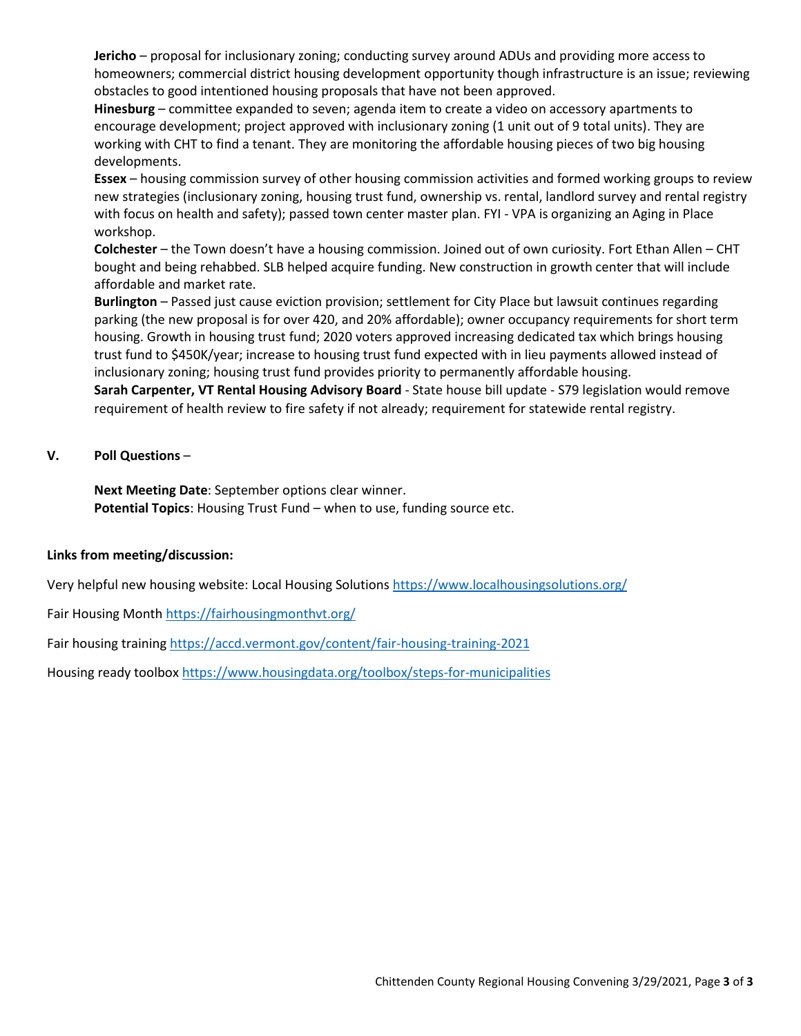**Jericho** – proposal for inclusionary zoning; conducting survey around ADUs and providing more access to homeowners; commercial district housing development opportunity though infrastructure is an issue; reviewing obstacles to good intentioned housing proposals that have not been approved.

**Hinesburg** – committee expanded to seven; agenda item to create a video on accessory apartments to encourage development; project approved with inclusionary zoning (1 unit out of 9 total units). They are working with CHT to find a tenant. They are monitoring the affordable housing pieces of two big housing developments.

**Essex** – housing commission survey of other housing commission activities and formed working groups to review new strategies (inclusionary zoning, housing trust fund, ownership vs. rental, landlord survey and rental registry with focus on health and safety); passed town center master plan. FYI - VPA is organizing an Aging in Place workshop.

**Colchester** – the Town doesn't have a housing commission. Joined out of own curiosity. Fort Ethan Allen – CHT bought and being rehabbed. SLB helped acquire funding. New construction in growth center that will include affordable and market rate.

**Burlington** – Passed just cause eviction provision; settlement for City Place but lawsuit continues regarding parking (the new proposal is for over 420, and 20% affordable); owner occupancy requirements for short term housing. Growth in housing trust fund; 2020 voters approved increasing dedicated tax which brings housing trust fund to $450K/year; increase to housing trust fund expected with in lieu payments allowed instead of inclusionary zoning; housing trust fund provides priority to permanently affordable housing.

**Sarah Carpenter, VT Rental Housing Advisory Board** - State house bill update - S79 legislation would remove requirement of health review to fire safety if not already; requirement for statewide rental registry.

## V. Poll Questions –

**Next Meeting Date**: September options clear winner.

**Potential Topics**: Housing Trust Fund – when to use, funding source etc.

**Links from meeting/discussion:**

Very helpful new housing website: Local Housing Solutions https://www.localhousingsolutions.org/

Fair Housing Month https://fairhousingmonthvt.org/

Fair housing training https://accd.vermont.gov/content/fair-housing-training-2021

Housing ready toolbox https://www.housingdata.org/toolbox/steps-for-municipalities